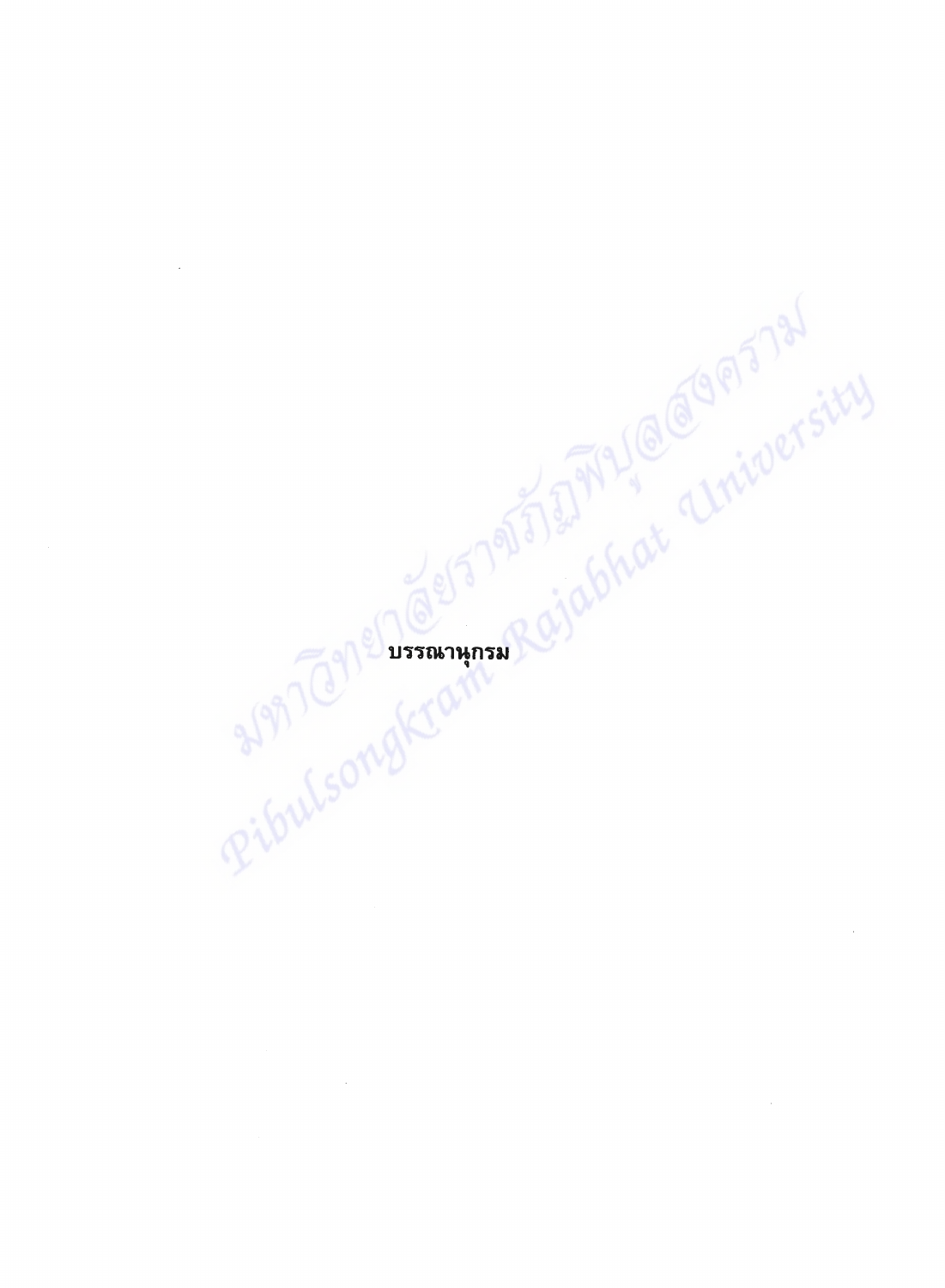# บรรณานุกรม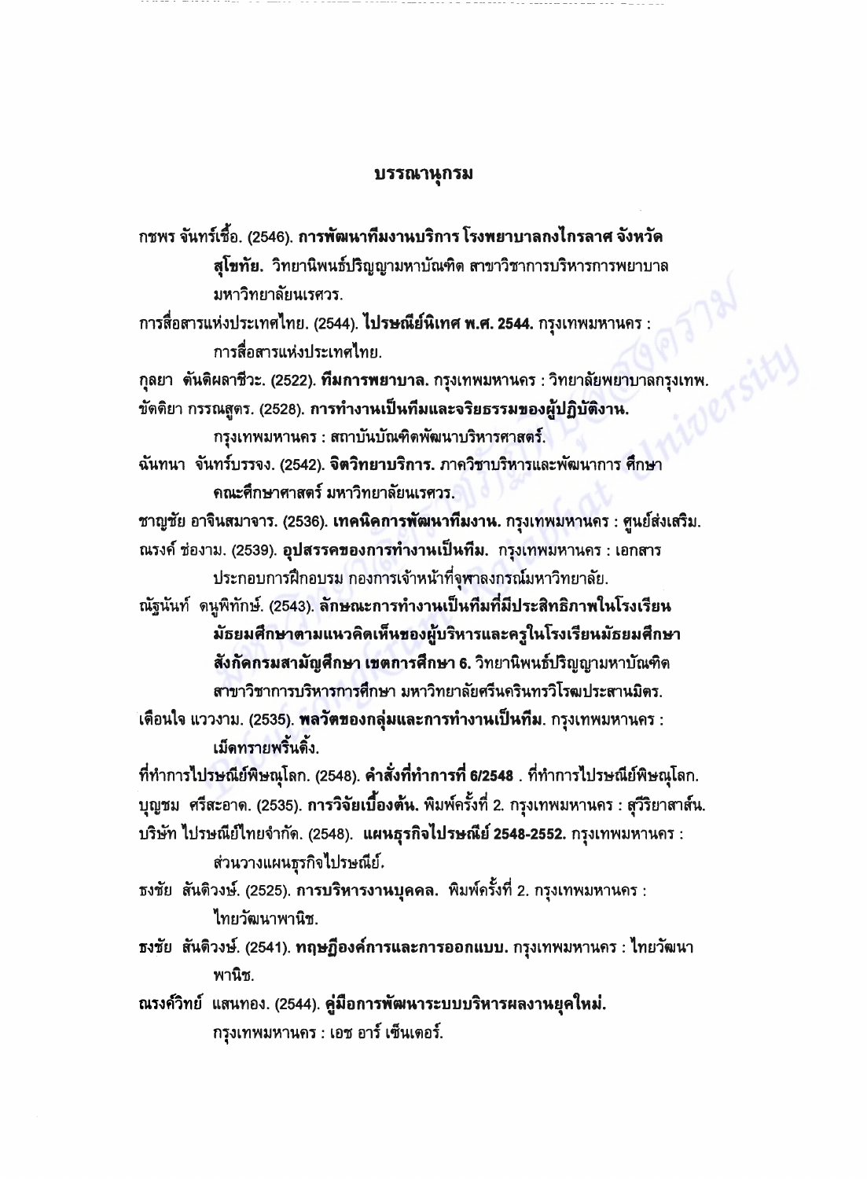# บรรณานุกรม

กชพร จันทร์เชื้อ. (2546). **การพัฒนาทีมงานบริการ โรงพยาบาลกงไกรลาศ จังหวัดสุโขทัย.** วิทยานิพนธ์ปริญญามหาบัณฑิต สาขาวิชาการบริหารการพยาบาล มหาวิทยาลัยนเรศวร.

การสื่อสารแห่งประเทศไทย. (2544). **ไปรษณีย์นิเทศ พ.ศ. 2544.** กรุงเทพมหานคร : การสื่อสารแห่งประเทศไทย.

กุลยา ตันติผลาชีวะ. (2522). **ทีมการพยาบาล.** กรุงเทพมหานคร : วิทยาลัยพยาบาลกรุงเทพ.

ขัตติยา กรรณสูตร. (2528). **การทำงานเป็นทีมและจริยธรรมของผู้ปฏิบัติงาน.** กรุงเทพมหานคร : สถาบันบัณฑิตพัฒนาบริหารศาสตร์.

ฉันทนา จันทร์บรรจง. (2542). **จิตวิทยาบริการ.** ภาควิชาบริหารและพัฒนาการ ศึกษา คณะศึกษาศาสตร์ มหาวิทยาลัยนเรศวร.

ชาญชัย อาจินสมาจาร. (2536). **เทคนิคการพัฒนาทีมงาน.** กรุงเทพมหานคร : ศูนย์ส่งเสริม.

ณรงค์ ช่องาม. (2539). **อุปสรรคของการทำงานเป็นทีม.** กรุงเทพมหานคร : เอกสารประกอบการฝึกอบรม กองการเจ้าหน้าที่จุฬาลงกรณ์มหาวิทยาลัย.

ณัฐนันท์ ดนูพิทักษ์. (2543). **ลักษณะการทำงานเป็นทีมที่มีประสิทธิภาพในโรงเรียนมัธยมศึกษาตามแนวคิดเห็นของผู้บริหารและครูในโรงเรียนมัธยมศึกษา สังกัดกรมสามัญศึกษา เขตการศึกษา 6.** วิทยานิพนธ์ปริญญามหาบัณฑิต สาขาวิชาการบริหารการศึกษา มหาวิทยาลัยศรีนครินทรวิโรฒประสานมิตร.

เดือนใจ แววงาม. (2535). **พลวัตของกลุ่มและการทำงานเป็นทีม.** กรุงเทพมหานคร : เม็ดทรายพริ้นติ้ง.

ที่ทำการไปรษณีย์พิษณุโลก. (2548). **คำสั่งที่ทำการที่ 6/2548** . ที่ทำการไปรษณีย์พิษณุโลก.

บุญชม ศรีสะอาด. (2535). **การวิจัยเบื้องต้น.** พิมพ์ครั้งที่ 2. กรุงเทพมหานคร : สุวีริยาสาส์น.

บริษัท ไปรษณีย์ไทยจำกัด. (2548). **แผนธุรกิจไปรษณีย์ 2548-2552.** กรุงเทพมหานคร : ส่วนวางแผนธุรกิจไปรษณีย์.

ธงชัย สันติวงษ์. (2525). **การบริหารงานบุคคล.** พิมพ์ครั้งที่ 2. กรุงเทพมหานคร : ไทยวัฒนาพานิช.

ธงชัย สันติวงษ์. (2541). **ทฤษฎีองค์การและการออกแบบ.** กรุงเทพมหานคร : ไทยวัฒนาพานิช.

ณรงค์วิทย์ แสนทอง. (2544). **คู่มือการพัฒนาระบบบริหารผลงานยุคใหม่.** กรุงเทพมหานคร : เอช อาร์ เซ็นเตอร์.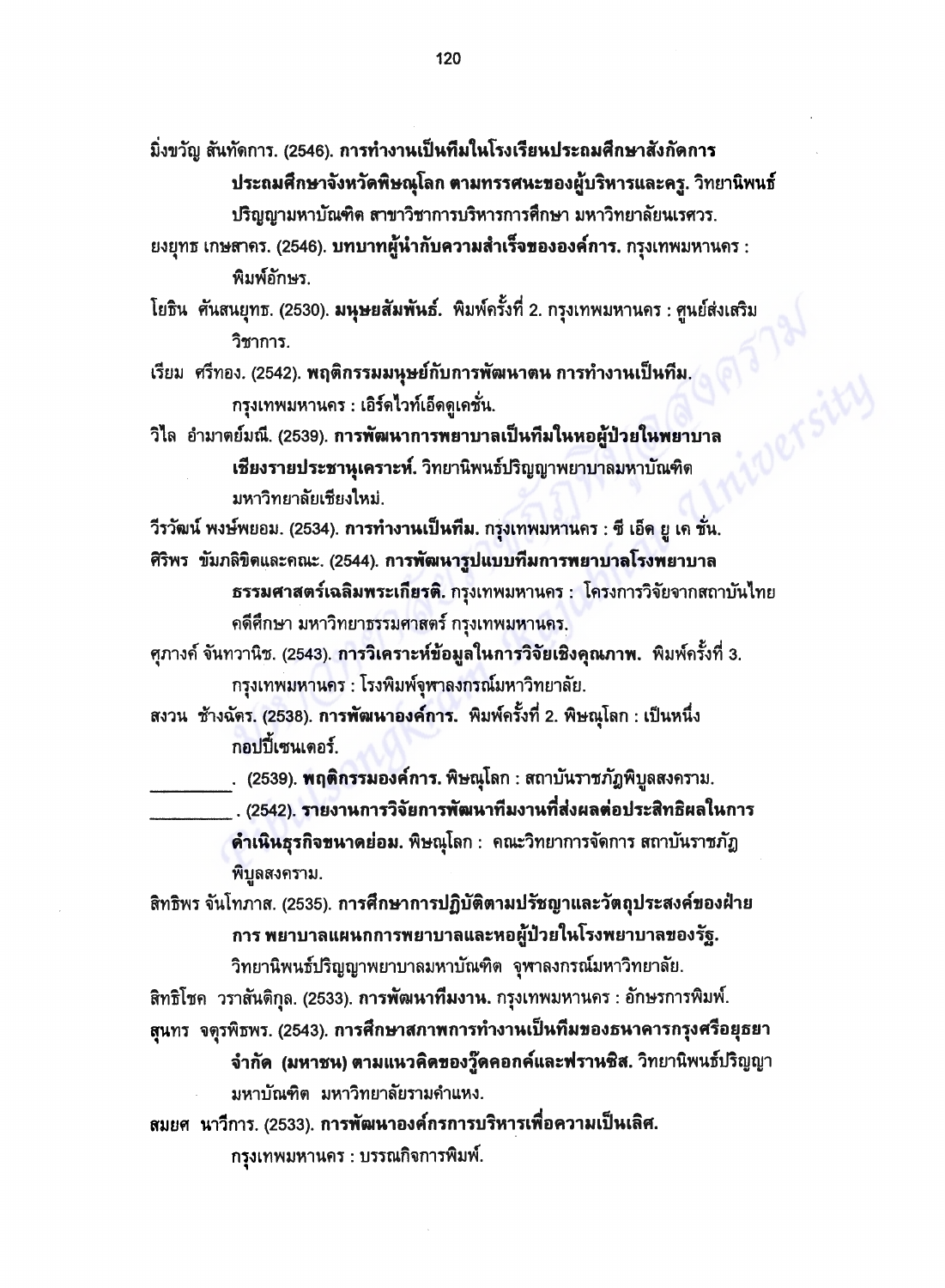มิ่งขวัญ สันทัดการ. (2546). **การทำงานเป็นทีมในโรงเรียนประถมศึกษาสังกัดการประถมศึกษาจังหวัดพิษณุโลก ตามทรรศนะของผู้บริหารและครู.** วิทยานิพนธ์ปริญญามหาบัณฑิต สาขาวิชาการบริหารการศึกษา มหาวิทยาลัยนเรศวร.

ยงยุทธ เกษสาคร. (2546). **บทบาทผู้นำกับความสำเร็จขององค์การ.** กรุงเทพมหานคร : พิมพ์อักษร.

โยธิน ศันสนยุทธ. (2530). **มนุษยสัมพันธ์.** พิมพ์ครั้งที่ 2. กรุงเทพมหานคร : ศูนย์ส่งเสริมวิชาการ.

เรียม ศรีทอง. (2542). **พฤติกรรมมนุษย์กับการพัฒนาตน การทำงานเป็นทีม.** กรุงเทพมหานคร : เอิร์ดไวท์เอ็ดดูเคชั่น.

วิไล อำมาตย์มณี. (2539). **การพัฒนาการพยาบาลเป็นทีมในหอผู้ป่วยในพยาบาลเชียงรายประชานุเคราะห์.** วิทยานิพนธ์ปริญญาพยาบาลมหาบัณฑิต มหาวิทยาลัยเชียงใหม่.

วีรวัฒน์ พงษ์พยอม. (2534). **การทำงานเป็นทีม.** กรุงเทพมหานคร : ซี เอ็ด ยู เค ชั่น.

ศิริพร ขัมภลิขิตและคณะ. (2544). **การพัฒนารูปแบบทีมการพยาบาลโรงพยาบาลธรรมศาสตร์เฉลิมพระเกียรติ.** กรุงเทพมหานคร : โครงการวิจัยจากสถาบันไทยคดีศึกษา มหาวิทยาธรรมศาสตร์ กรุงเทพมหานคร.

ศุภางค์ จันทวานิช. (2543). **การวิเคราะห์ข้อมูลในการวิจัยเชิงคุณภาพ.** พิมพ์ครั้งที่ 3. กรุงเทพมหานคร : โรงพิมพ์จุฬาลงกรณ์มหาวิทยาลัย.

สงวน ช้างฉัตร. (2538). **การพัฒนาองค์การ.** พิมพ์ครั้งที่ 2. พิษณุโลก : เป็นหนึ่งกอปปี้เซนเตอร์.

_________. (2539). **พฤติกรรมองค์การ.** พิษณุโลก : สถาบันราชภัฏพิบูลสงคราม.

_________. (2542). **รายงานการวิจัยการพัฒนาทีมงานที่ส่งผลต่อประสิทธิผลในการดำเนินธุรกิจขนาดย่อม.** พิษณุโลก : คณะวิทยาการจัดการ สถาบันราชภัฏพิบูลสงคราม.

สิทธิพร จันโทภาส. (2535). **การศึกษาการปฏิบัติตามปรัชญาและวัตถุประสงค์ของฝ่ายการ พยาบาลแผนกการพยาบาลและหอผู้ป่วยในโรงพยาบาลของรัฐ.** วิทยานิพนธ์ปริญญาพยาบาลมหาบัณฑิต จุฬาลงกรณ์มหาวิทยาลัย.

สิทธิโชค วราสันติกุล. (2533). **การพัฒนาทีมงาน.** กรุงเทพมหานคร : อักษรการพิมพ์.

สุนทร จตุรพิธพร. (2543). **การศึกษาสภาพการทำงานเป็นทีมของธนาคารกรุงศรีอยุธยา จำกัด (มหาชน) ตามแนวคิดของวู๊ดคอกค์และฟรานซิส.** วิทยานิพนธ์ปริญญามหาบัณฑิต มหาวิทยาลัยรามคำแหง.

สมยศ นาวีการ. (2533). **การพัฒนาองค์กรการบริหารเพื่อความเป็นเลิศ.** กรุงเทพมหานคร : บรรณกิจการพิมพ์.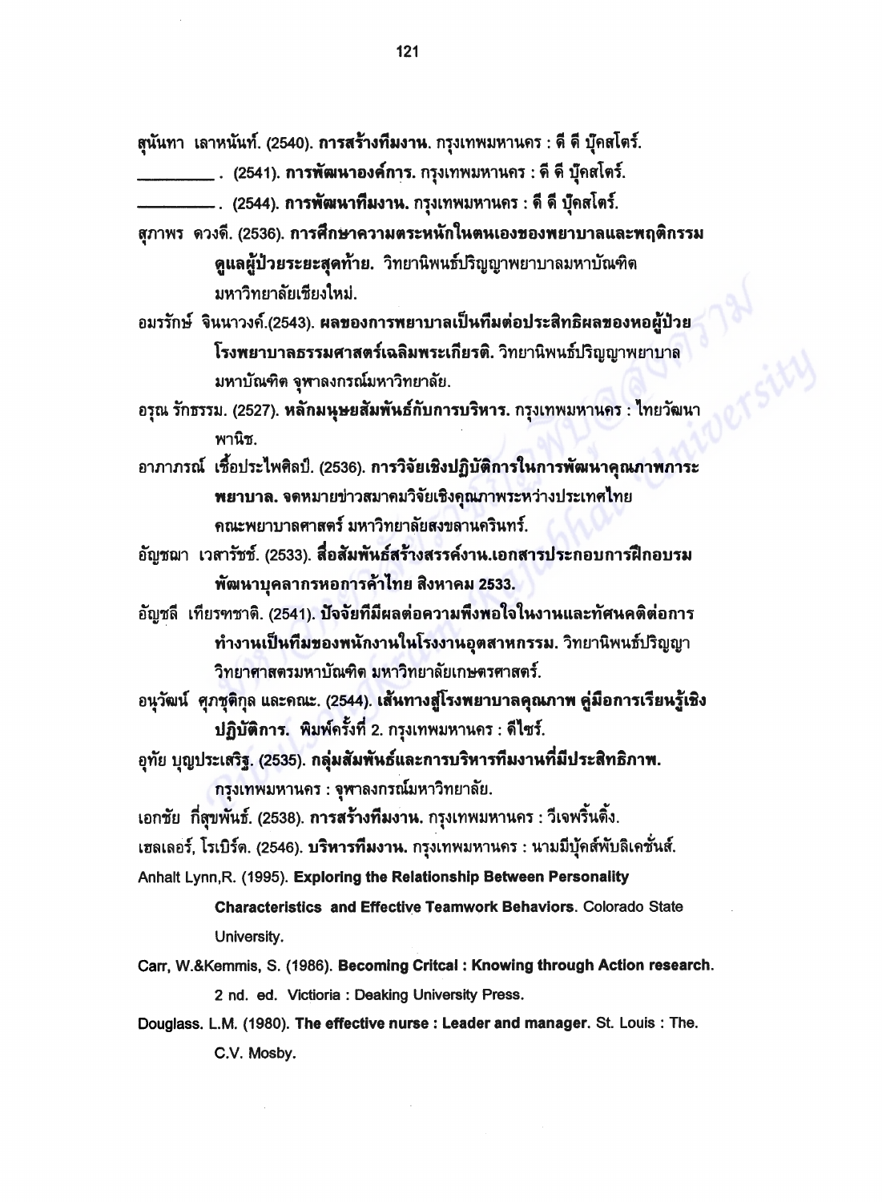สุนันทา เลาหนันท์. (2540). **การสร้างทีมงาน.** กรุงเทพมหานคร : ดี ดี บุ๊คสโตร์.

_________. (2541). **การพัฒนาองค์การ.** กรุงเทพมหานคร : ดี ดี บุ๊คสโตร์.

_________. (2544). **การพัฒนาทีมงาน.** กรุงเทพมหานคร : ดี ดี บุ๊คสโตร์.

สุภาพร ดวงดี. (2536). **การศึกษาความตระหนักในตนเองของพยาบาลและพฤติกรรมดูแลผู้ป่วยระยะสุดท้าย.** วิทยานิพนธ์ปริญญาพยาบาลมหาบัณฑิต มหาวิทยาลัยเชียงใหม่.

อมรรักษ์ จินนาวงค์.(2543). **ผลของการพยาบาลเป็นทีมต่อประสิทธิผลของหอผู้ป่วย โรงพยาบาลธรรมศาสตร์เฉลิมพระเกียรติ.** วิทยานิพนธ์ปริญญาพยาบาลมหาบัณฑิต จุฬาลงกรณ์มหาวิทยาลัย.

อรุณ รักธรรม. (2527). **หลักมนุษยสัมพันธ์กับการบริหาร.** กรุงเทพมหานคร : ไทยวัฒนาพานิช.

อาภาภรณ์ เชื้อประไพศิลป์. (2536). **การวิจัยเชิงปฏิบัติการในการพัฒนาคุณภาพการะพยาบาล.** จดหมายข่าวสมาคมวิจัยเชิงคุณภาพระหว่างประเทศไทย คณะพยาบาลศาสตร์ มหาวิทยาลัยสงขลานครินทร์.

อัญชฌา เวสารัชช์. (2533). **สื่อสัมพันธ์สร้างสรรค์งาน.เอกสารประกอบการฝึกอบรมพัฒนาบุคลากรหอการค้าไทย สิงหาคม 2533.**

อัญชลี เทียรฑชาติ. (2541). **ปัจจัยที่มีผลต่อความพึงพอใจในงานและทัศนคติต่อการทำงานเป็นทีมของพนักงานในโรงงานอุตสาหกรรม.** วิทยานิพนธ์ปริญญาวิทยาศาสตรมหาบัณฑิต มหาวิทยาลัยเกษตรศาสตร์.

อนุวัฒน์ ศุภชุติกุล และคณะ. (2544). **เส้นทางสู่โรงพยาบาลคุณภาพ คู่มือการเรียนรู้เชิงปฏิบัติการ.** พิมพ์ครั้งที่ 2. กรุงเทพมหานคร : ดีไซร์.

อุทัย บุญประเสริฐ. (2535). **กลุ่มสัมพันธ์และการบริหารทีมงานที่มีประสิทธิภาพ.** กรุงเทพมหานคร : จุฬาลงกรณ์มหาวิทยาลัย.

เอกชัย กี่สุขพันธ์. (2538). **การสร้างทีมงาน.** กรุงเทพมหานคร : วีเจพริ้นติ้ง.

เฮลเลอร์, โรเบิร์ต. (2546). **บริหารทีมงาน.** กรุงเทพมหานคร : นานมีบุ๊คส์พับลิเคชั่นส์.

Anhalt Lynn,R. (1995). **Exploring the Relationship Between Personality Characteristics and Effective Teamwork Behaviors.** Colorado State University.

Carr, W.&Kemmis, S. (1986). **Becoming Critcal : Knowing through Action research.** 2 nd. ed. Victioria : Deaking University Press.

Douglass. L.M. (1980). **The effective nurse : Leader and manager.** St. Louis : The. C.V. Mosby.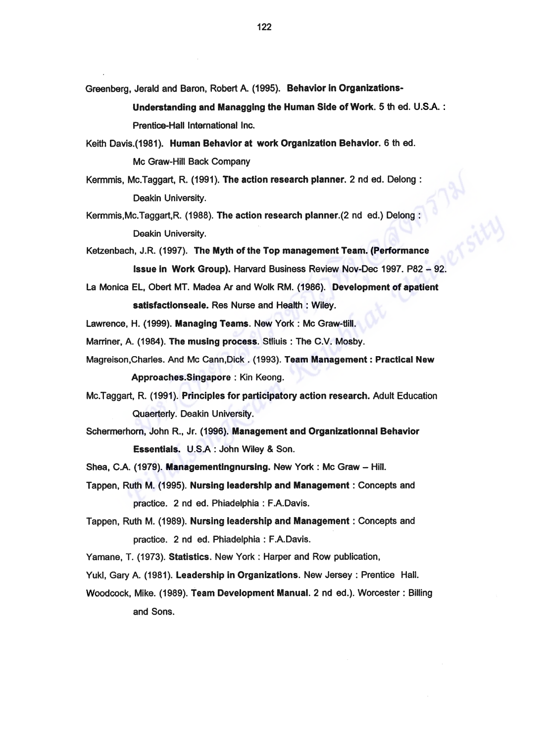Greenberg, Jerald and Baron, Robert A. (1995). **Behavior in Organizations-Understanding and Managging the Human Side of Work.** 5 th ed. U.S.A. : Prentice-Hall International Inc.

Keith Davis.(1981). **Human Behavior at work Organization Behavior.** 6 th ed. Mc Graw-Hill Back Company

Kermmis, Mc.Taggart, R. (1991). **The action research planner.** 2 nd ed. Delong : Deakin University.

Kermmis,Mc.Taggart,R. (1988). **The action research planner.**(2 nd ed.) Delong : Deakin University.

Ketzenbach, J.R. (1997). **The Myth of the Top management Team. (Performance Issue in Work Group).** Harvard Business Review Nov-Dec 1997. P82 – 92.

La Monica EL, Obert MT. Madea Ar and Wolk RM. (1986). **Development of apatient satisfactionseale.** Res Nurse and Health : Wiley.

Lawrence, H. (1999). **Managing Teams.** New York : Mc Graw-tiill.

Marriner, A. (1984). **The musing process.** Stliuis : The C.V. Mosby.

Magreison,Charles. And Mc Cann,Dick . (1993). **Team Management : Practical New Approaches.Singapore** : Kin Keong.

Mc.Taggart, R. (1991). **Principles for participatory action research.** Adult Education Quaerterly. Deakin University.

Schermerhorn, John R., Jr. (1996). **Management and Organizationnal Behavior Essentials.** U.S.A : John Wiley & Son.

Shea, C.A. (1979). **Managementingnursing.** New York : Mc Graw – Hill.

Tappen, Ruth M. (1995). **Nursing leadership and Management** : Concepts and practice. 2 nd ed. Phiadelphia : F.A.Davis.

Tappen, Ruth M. (1989). **Nursing leadership and Management** : Concepts and practice. 2 nd ed. Phiadelphia : F.A.Davis.

Yamane, T. (1973). **Statistics.** New York : Harper and Row publication,

Yukl, Gary A. (1981). **Leadership in Organizations.** New Jersey : Prentice Hall.

Woodcock, Mike. (1989). **Team Development Manual.** 2 nd ed.). Worcester : Billing and Sons.